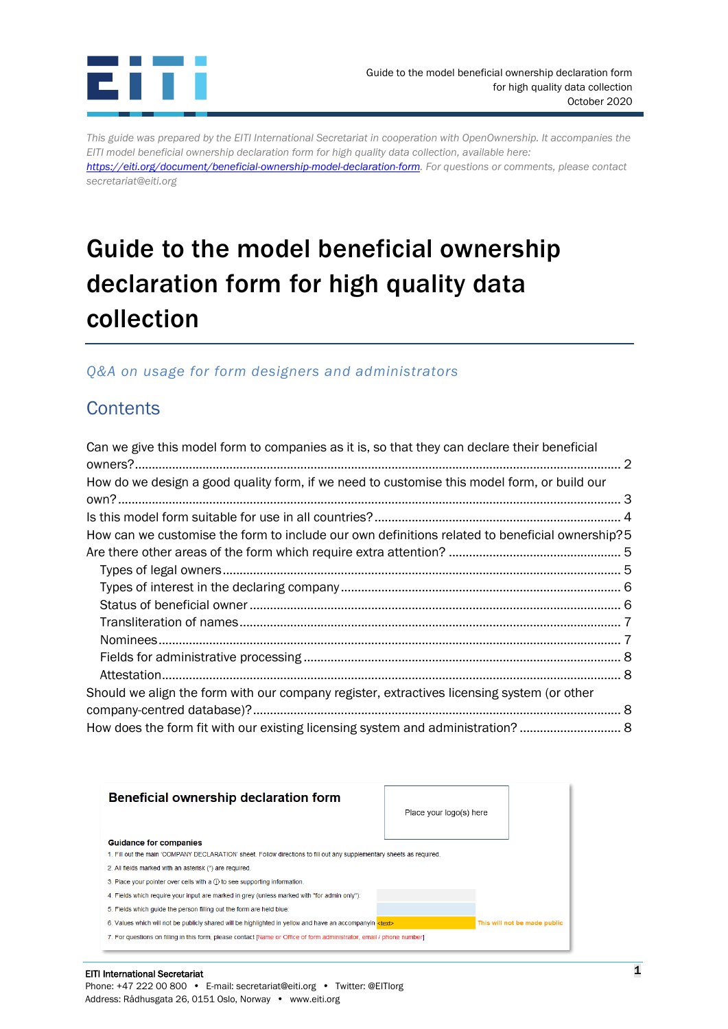*This guide was prepared by the EITI International Secretariat in cooperation with OpenOwnership. It accompanies the EITI model beneficial ownership declaration form for high quality data collection, available here: [https://eiti.org/document/beneficial-ownership-model-declaration-form](https://eiti.org/document/beneficial-ownership-model-declaration-form). For questions or comments, please contact secretariat@eiti.org*

# Guide to the model beneficial ownership declaration form for high quality data collection

*Q&A on usage for form designers and administrators*

## Contents

- Can we give this model form to companies as it is, so that they can declare their beneficial owners? ... 2
- How do we design a good quality form, if we need to customise this model form, or build our own? ... 3
- Is this model form suitable for use in all countries? ... 4
- How can we customise the form to include our own definitions related to beneficial ownership? ... 5
- Are there other areas of the form which require extra attention? ... 5
  - Types of legal owners ... 5
  - Types of interest in the declaring company ... 6
  - Status of beneficial owner ... 6
  - Transliteration of names ... 7
  - Nominees ... 7
  - Fields for administrative processing ... 8
  - Attestation ... 8
- Should we align the form with our company register, extractives licensing system (or other company-centred database)? ... 8
- How does the form fit with our existing licensing system and administration? ... 8

**Beneficial ownership declaration form**

Place your logo(s) here

**Guidance for companies**

1. Fill out the main 'COMPANY DECLARATION' sheet. Follow directions to fill out any supplementary sheets as required.
2. All fields marked with an asterisk (*) are required.
3. Place your pointer over cells with a ⓘ to see supporting information.
4. Fields which require your input are marked in grey (unless marked with "for admin only"):
5. Fields which guide the person filling out the form are held blue.
6. Values which will not be publicly shared will be highlighted in yellow and have an accompanyin <text> This will not be made public
7. For questions on filling in this form, please contact [Name or Office of form administrator, email / phone number]

**EITI International Secretariat**
Phone: +47 222 00 800 • E-mail: secretariat@eiti.org • Twitter: @EITIorg
Address: Rådhusgata 26, 0151 Oslo, Norway • www.eiti.org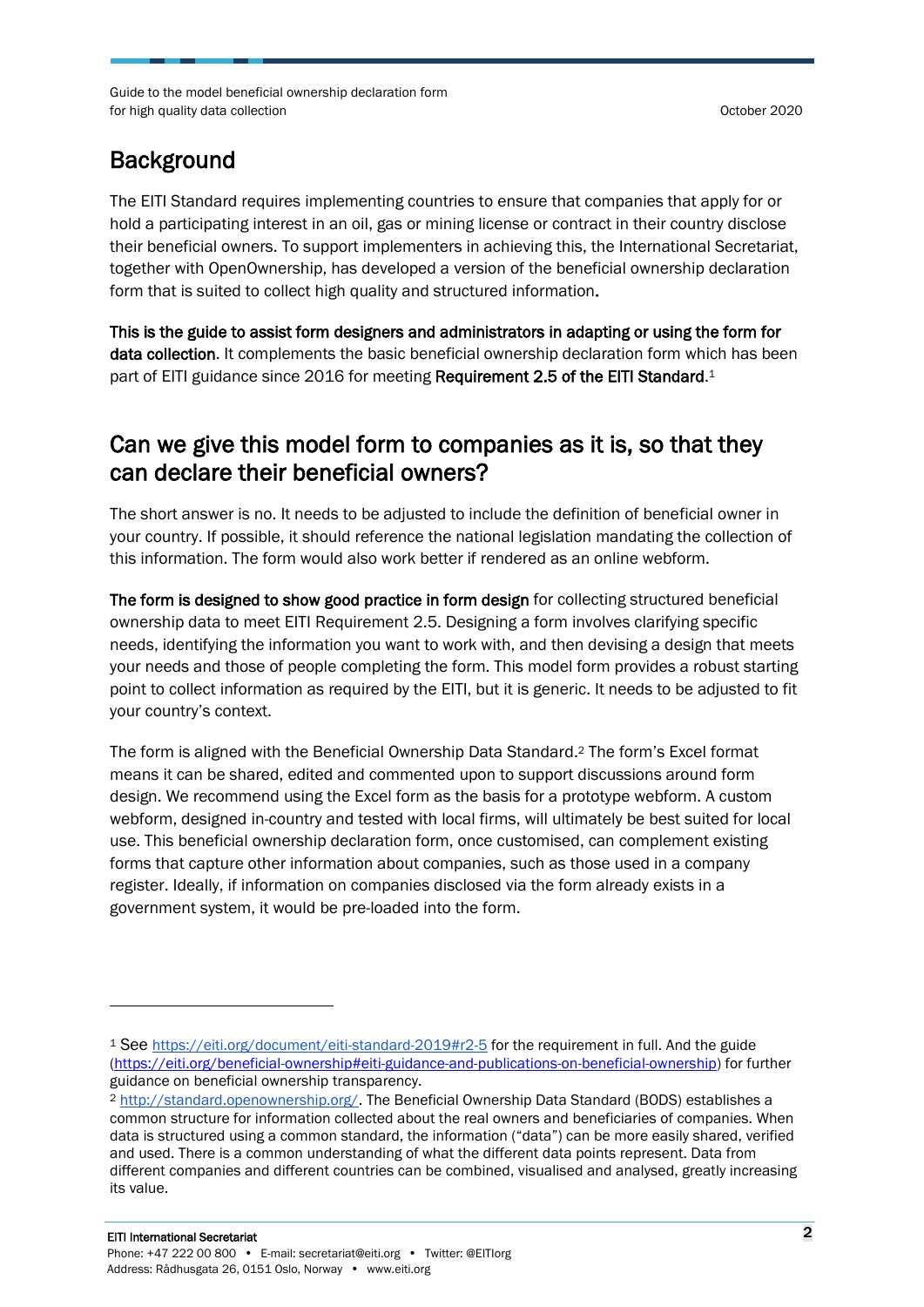## Background

The EITI Standard requires implementing countries to ensure that companies that apply for or hold a participating interest in an oil, gas or mining license or contract in their country disclose their beneficial owners. To support implementers in achieving this, the International Secretariat, together with OpenOwnership, has developed a version of the beneficial ownership declaration form that is suited to collect high quality and structured information**.**

**This is the guide to assist form designers and administrators in adapting or using the form for data collection**. It complements the basic beneficial ownership declaration form which has been part of EITI guidance since 2016 for meeting **Requirement 2.5 of the EITI Standard**.[1]

## Can we give this model form to companies as it is, so that they can declare their beneficial owners?

The short answer is no. It needs to be adjusted to include the definition of beneficial owner in your country. If possible, it should reference the national legislation mandating the collection of this information. The form would also work better if rendered as an online webform.

**The form is designed to show good practice in form design** for collecting structured beneficial ownership data to meet EITI Requirement 2.5. Designing a form involves clarifying specific needs, identifying the information you want to work with, and then devising a design that meets your needs and those of people completing the form. This model form provides a robust starting point to collect information as required by the EITI, but it is generic. It needs to be adjusted to fit your country's context.

The form is aligned with the Beneficial Ownership Data Standard.[2] The form's Excel format means it can be shared, edited and commented upon to support discussions around form design. We recommend using the Excel form as the basis for a prototype webform. A custom webform, designed in-country and tested with local firms, will ultimately be best suited for local use. This beneficial ownership declaration form, once customised, can complement existing forms that capture other information about companies, such as those used in a company register. Ideally, if information on companies disclosed via the form already exists in a government system, it would be pre-loaded into the form.

---

[1] See https://eiti.org/document/eiti-standard-2019#r2-5 for the requirement in full. And the guide (https://eiti.org/beneficial-ownership#eiti-guidance-and-publications-on-beneficial-ownership) for further guidance on beneficial ownership transparency.

[2] http://standard.openownership.org/. The Beneficial Ownership Data Standard (BODS) establishes a common structure for information collected about the real owners and beneficiaries of companies. When data is structured using a common standard, the information ("data") can be more easily shared, verified and used. There is a common understanding of what the different data points represent. Data from different companies and different countries can be combined, visualised and analysed, greatly increasing its value.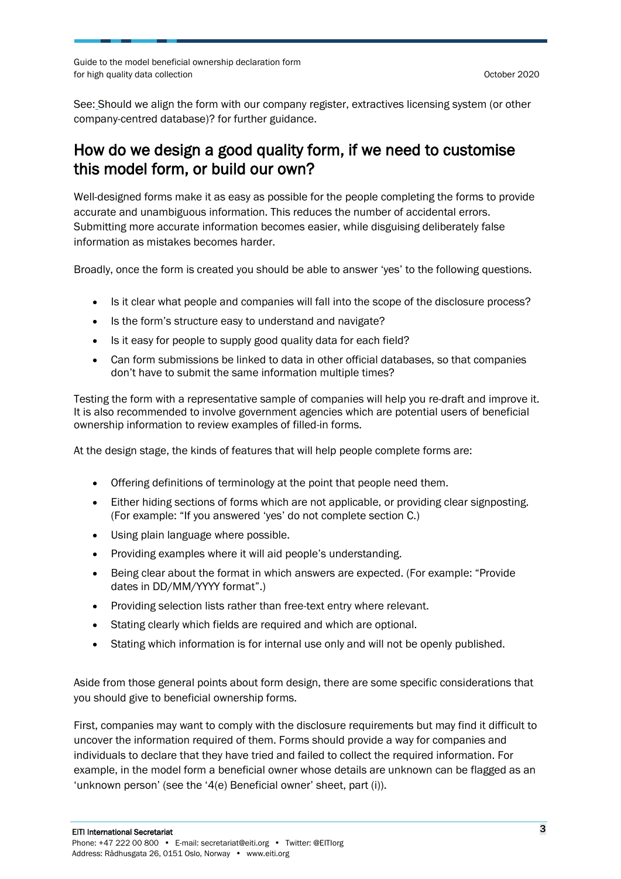See: Should we align the form with our company register, extractives licensing system (or other company-centred database)? for further guidance.

## How do we design a good quality form, if we need to customise this model form, or build our own?

Well-designed forms make it as easy as possible for the people completing the forms to provide accurate and unambiguous information. This reduces the number of accidental errors. Submitting more accurate information becomes easier, while disguising deliberately false information as mistakes becomes harder.

Broadly, once the form is created you should be able to answer 'yes' to the following questions.

- Is it clear what people and companies will fall into the scope of the disclosure process?
- Is the form's structure easy to understand and navigate?
- Is it easy for people to supply good quality data for each field?
- Can form submissions be linked to data in other official databases, so that companies don't have to submit the same information multiple times?

Testing the form with a representative sample of companies will help you re-draft and improve it. It is also recommended to involve government agencies which are potential users of beneficial ownership information to review examples of filled-in forms.

At the design stage, the kinds of features that will help people complete forms are:

- Offering definitions of terminology at the point that people need them.
- Either hiding sections of forms which are not applicable, or providing clear signposting. (For example: "If you answered 'yes' do not complete section C.)
- Using plain language where possible.
- Providing examples where it will aid people's understanding.
- Being clear about the format in which answers are expected. (For example: "Provide dates in DD/MM/YYYY format".)
- Providing selection lists rather than free-text entry where relevant.
- Stating clearly which fields are required and which are optional.
- Stating which information is for internal use only and will not be openly published.

Aside from those general points about form design, there are some specific considerations that you should give to beneficial ownership forms.

First, companies may want to comply with the disclosure requirements but may find it difficult to uncover the information required of them. Forms should provide a way for companies and individuals to declare that they have tried and failed to collect the required information. For example, in the model form a beneficial owner whose details are unknown can be flagged as an 'unknown person' (see the '4(e) Beneficial owner' sheet, part (i)).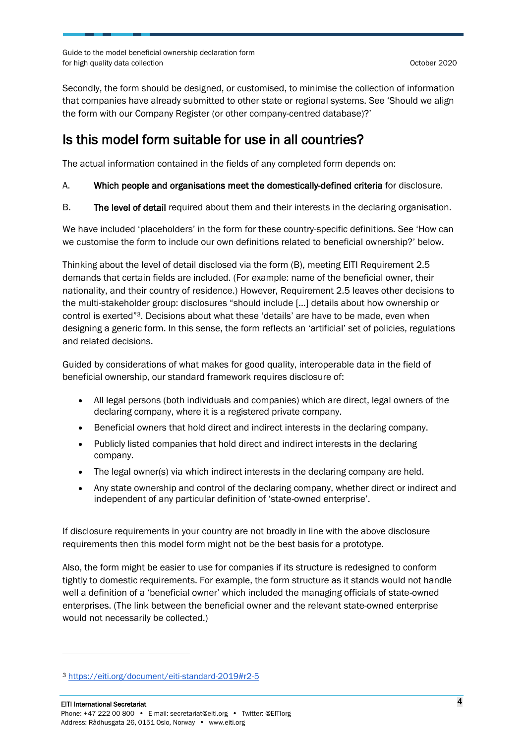Secondly, the form should be designed, or customised, to minimise the collection of information that companies have already submitted to other state or regional systems. See 'Should we align the form with our Company Register (or other company-centred database)?'

## Is this model form suitable for use in all countries?

The actual information contained in the fields of any completed form depends on:

A. **Which people and organisations meet the domestically-defined criteria** for disclosure.

B. **The level of detail** required about them and their interests in the declaring organisation.

We have included 'placeholders' in the form for these country-specific definitions. See 'How can we customise the form to include our own definitions related to beneficial ownership?' below.

Thinking about the level of detail disclosed via the form (B), meeting EITI Requirement 2.5 demands that certain fields are included. (For example: name of the beneficial owner, their nationality, and their country of residence.) However, Requirement 2.5 leaves other decisions to the multi-stakeholder group: disclosures "should include [...] details about how ownership or control is exerted"[3]. Decisions about what these 'details' are have to be made, even when designing a generic form. In this sense, the form reflects an 'artificial' set of policies, regulations and related decisions.

Guided by considerations of what makes for good quality, interoperable data in the field of beneficial ownership, our standard framework requires disclosure of:

- All legal persons (both individuals and companies) which are direct, legal owners of the declaring company, where it is a registered private company.
- Beneficial owners that hold direct and indirect interests in the declaring company.
- Publicly listed companies that hold direct and indirect interests in the declaring company.
- The legal owner(s) via which indirect interests in the declaring company are held.
- Any state ownership and control of the declaring company, whether direct or indirect and independent of any particular definition of 'state-owned enterprise'.

If disclosure requirements in your country are not broadly in line with the above disclosure requirements then this model form might not be the best basis for a prototype.

Also, the form might be easier to use for companies if its structure is redesigned to conform tightly to domestic requirements. For example, the form structure as it stands would not handle well a definition of a 'beneficial owner' which included the managing officials of state-owned enterprises. (The link between the beneficial owner and the relevant state-owned enterprise would not necessarily be collected.)

---

[3] https://eiti.org/document/eiti-standard-2019#r2-5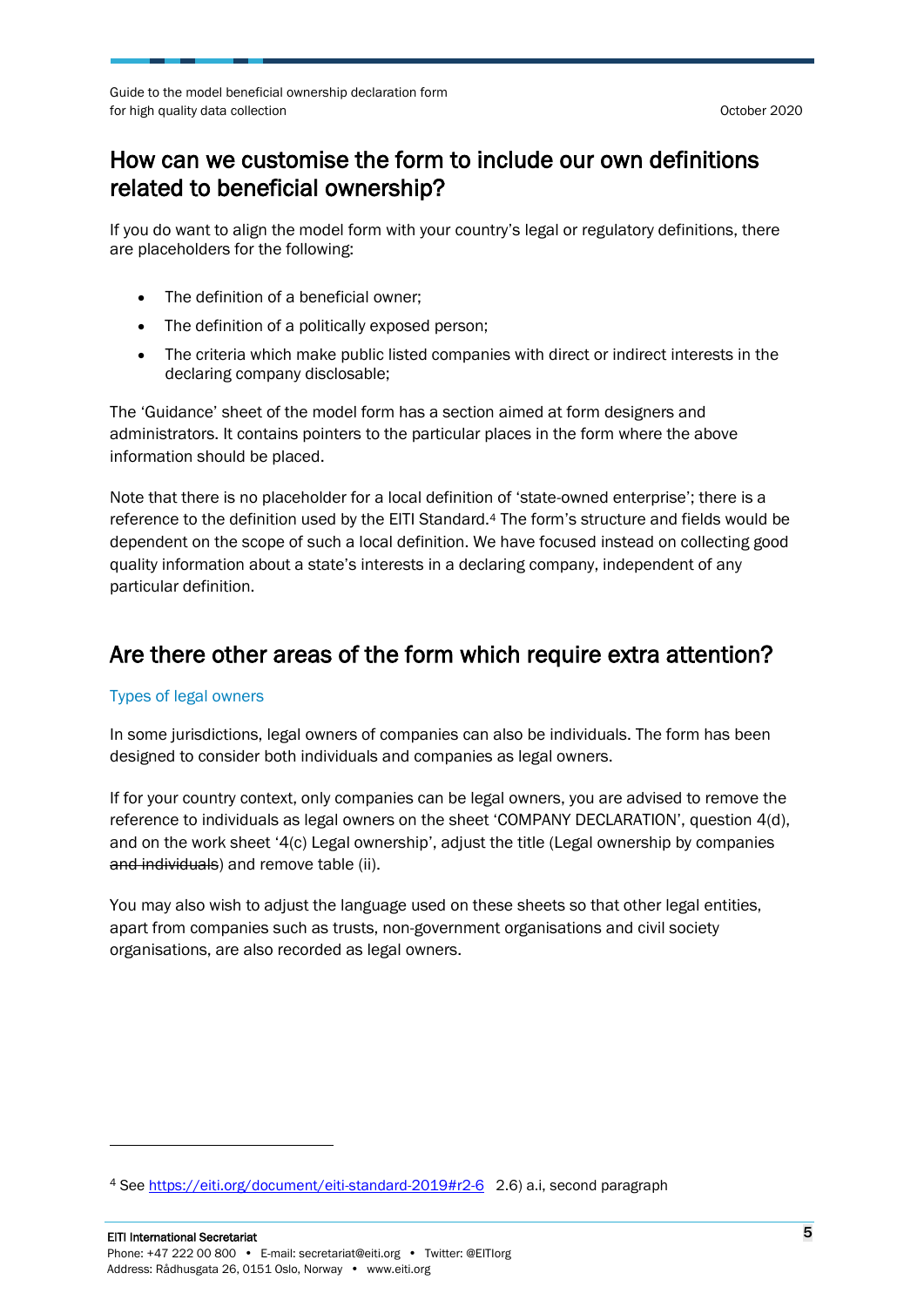## How can we customise the form to include our own definitions related to beneficial ownership?

If you do want to align the model form with your country's legal or regulatory definitions, there are placeholders for the following:

- The definition of a beneficial owner;
- The definition of a politically exposed person;
- The criteria which make public listed companies with direct or indirect interests in the declaring company disclosable;

The 'Guidance' sheet of the model form has a section aimed at form designers and administrators. It contains pointers to the particular places in the form where the above information should be placed.

Note that there is no placeholder for a local definition of 'state-owned enterprise'; there is a reference to the definition used by the EITI Standard.[4] The form's structure and fields would be dependent on the scope of such a local definition. We have focused instead on collecting good quality information about a state's interests in a declaring company, independent of any particular definition.

## Are there other areas of the form which require extra attention?

### Types of legal owners

In some jurisdictions, legal owners of companies can also be individuals. The form has been designed to consider both individuals and companies as legal owners.

If for your country context, only companies can be legal owners, you are advised to remove the reference to individuals as legal owners on the sheet 'COMPANY DECLARATION', question 4(d), and on the work sheet '4(c) Legal ownership', adjust the title (Legal ownership by companies ~~and individuals~~) and remove table (ii).

You may also wish to adjust the language used on these sheets so that other legal entities, apart from companies such as trusts, non-government organisations and civil society organisations, are also recorded as legal owners.

---

[4] See https://eiti.org/document/eiti-standard-2019#r2-6 2.6) a.i, second paragraph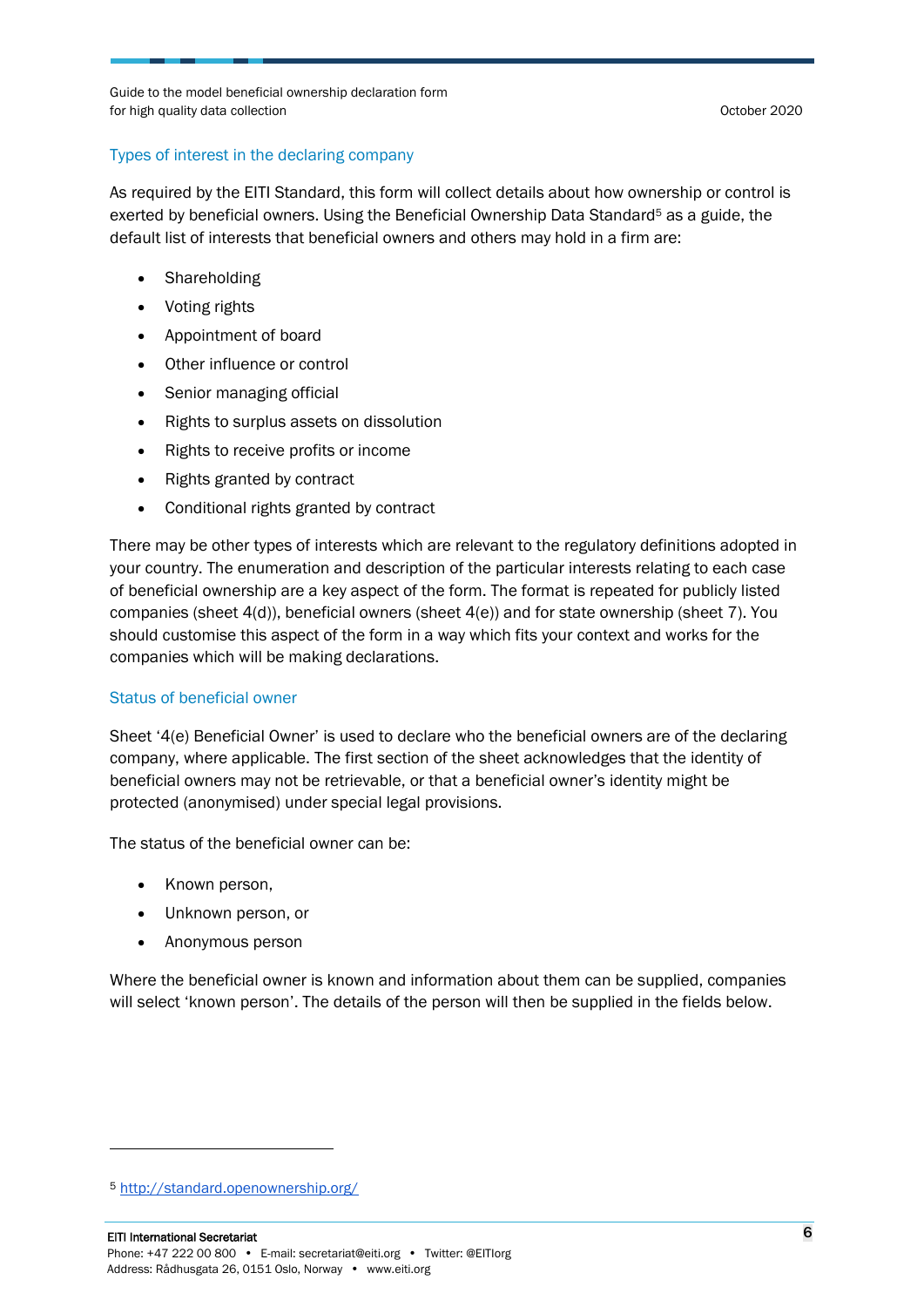## Types of interest in the declaring company

As required by the EITI Standard, this form will collect details about how ownership or control is exerted by beneficial owners. Using the Beneficial Ownership Data Standard[5] as a guide, the default list of interests that beneficial owners and others may hold in a firm are:

- Shareholding
- Voting rights
- Appointment of board
- Other influence or control
- Senior managing official
- Rights to surplus assets on dissolution
- Rights to receive profits or income
- Rights granted by contract
- Conditional rights granted by contract

There may be other types of interests which are relevant to the regulatory definitions adopted in your country. The enumeration and description of the particular interests relating to each case of beneficial ownership are a key aspect of the form. The format is repeated for publicly listed companies (sheet 4(d)), beneficial owners (sheet 4(e)) and for state ownership (sheet 7). You should customise this aspect of the form in a way which fits your context and works for the companies which will be making declarations.

## Status of beneficial owner

Sheet '4(e) Beneficial Owner' is used to declare who the beneficial owners are of the declaring company, where applicable. The first section of the sheet acknowledges that the identity of beneficial owners may not be retrievable, or that a beneficial owner's identity might be protected (anonymised) under special legal provisions.

The status of the beneficial owner can be:

- Known person,
- Unknown person, or
- Anonymous person

Where the beneficial owner is known and information about them can be supplied, companies will select 'known person'. The details of the person will then be supplied in the fields below.

[5] http://standard.openownership.org/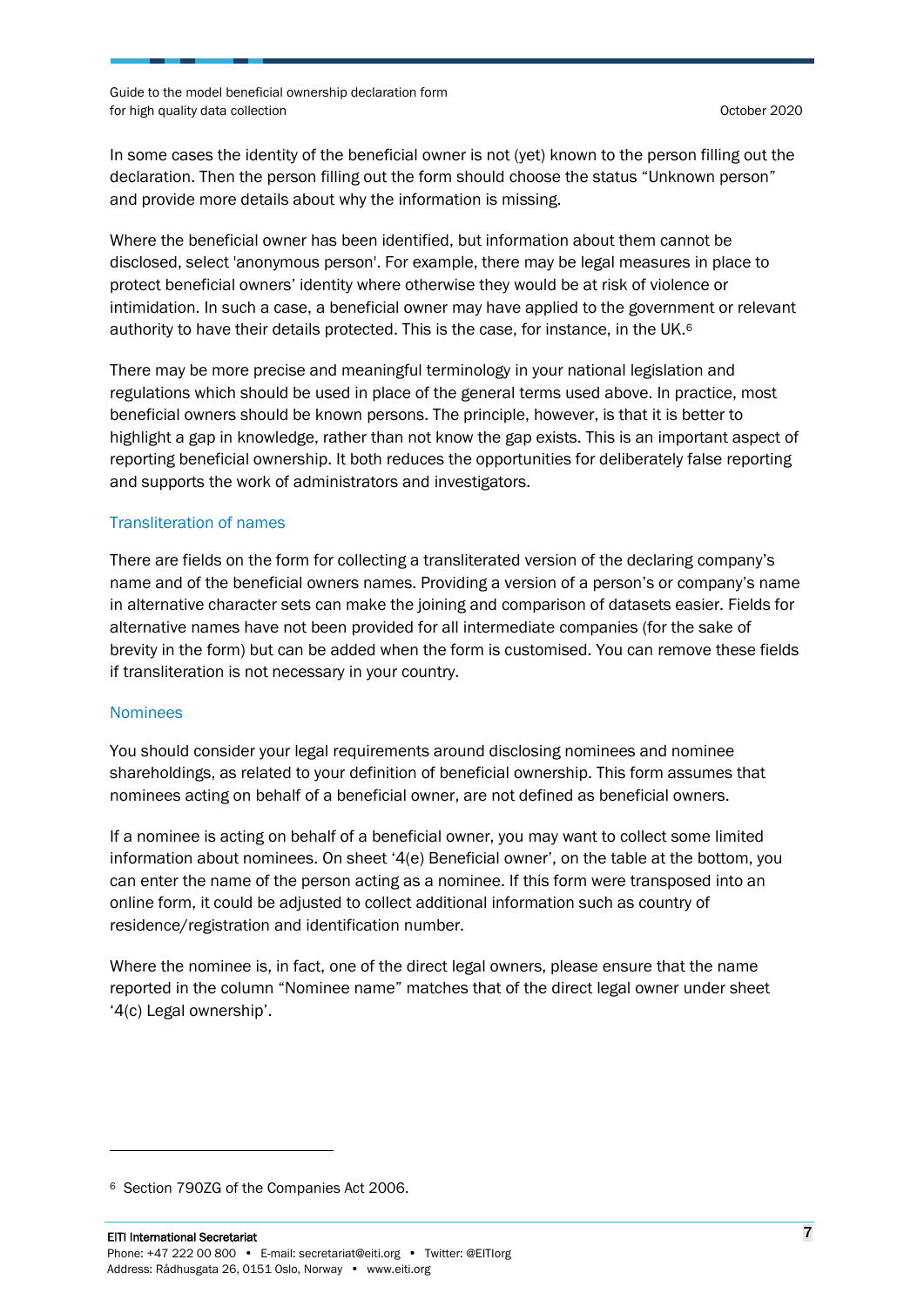In some cases the identity of the beneficial owner is not (yet) known to the person filling out the declaration. Then the person filling out the form should choose the status “Unknown person” and provide more details about why the information is missing.

Where the beneficial owner has been identified, but information about them cannot be disclosed, select 'anonymous person'. For example, there may be legal measures in place to protect beneficial owners’ identity where otherwise they would be at risk of violence or intimidation. In such a case, a beneficial owner may have applied to the government or relevant authority to have their details protected. This is the case, for instance, in the UK.[6]

There may be more precise and meaningful terminology in your national legislation and regulations which should be used in place of the general terms used above. In practice, most beneficial owners should be known persons. The principle, however, is that it is better to highlight a gap in knowledge, rather than not know the gap exists. This is an important aspect of reporting beneficial ownership. It both reduces the opportunities for deliberately false reporting and supports the work of administrators and investigators.

### Transliteration of names

There are fields on the form for collecting a transliterated version of the declaring company’s name and of the beneficial owners names. Providing a version of a person’s or company’s name in alternative character sets can make the joining and comparison of datasets easier. Fields for alternative names have not been provided for all intermediate companies (for the sake of brevity in the form) but can be added when the form is customised. You can remove these fields if transliteration is not necessary in your country.

### Nominees

You should consider your legal requirements around disclosing nominees and nominee shareholdings, as related to your definition of beneficial ownership. This form assumes that nominees acting on behalf of a beneficial owner, are not defined as beneficial owners.

If a nominee is acting on behalf of a beneficial owner, you may want to collect some limited information about nominees. On sheet ‘4(e) Beneficial owner’, on the table at the bottom, you can enter the name of the person acting as a nominee. If this form were transposed into an online form, it could be adjusted to collect additional information such as country of residence/registration and identification number.

Where the nominee is, in fact, one of the direct legal owners, please ensure that the name reported in the column “Nominee name” matches that of the direct legal owner under sheet ‘4(c) Legal ownership’.

[6] Section 790ZG of the Companies Act 2006.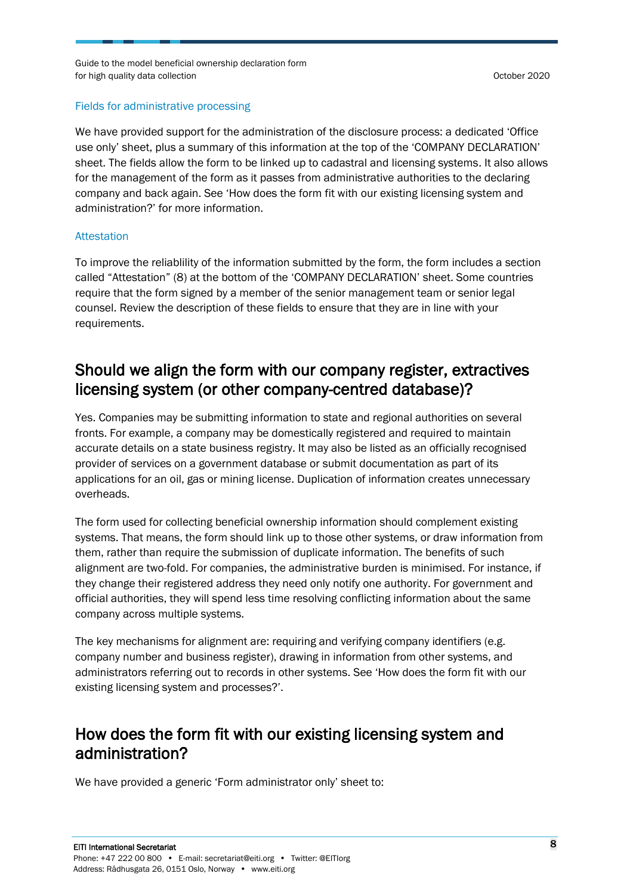### Fields for administrative processing

We have provided support for the administration of the disclosure process: a dedicated ‘Office use only’ sheet, plus a summary of this information at the top of the ‘COMPANY DECLARATION’ sheet. The fields allow the form to be linked up to cadastral and licensing systems. It also allows for the management of the form as it passes from administrative authorities to the declaring company and back again. See ‘How does the form fit with our existing licensing system and administration?’ for more information.

### Attestation

To improve the reliablility of the information submitted by the form, the form includes a section called “Attestation” (8) at the bottom of the ‘COMPANY DECLARATION’ sheet. Some countries require that the form signed by a member of the senior management team or senior legal counsel. Review the description of these fields to ensure that they are in line with your requirements.

## Should we align the form with our company register, extractives licensing system (or other company-centred database)?

Yes. Companies may be submitting information to state and regional authorities on several fronts. For example, a company may be domestically registered and required to maintain accurate details on a state business registry. It may also be listed as an officially recognised provider of services on a government database or submit documentation as part of its applications for an oil, gas or mining license. Duplication of information creates unnecessary overheads.

The form used for collecting beneficial ownership information should complement existing systems. That means, the form should link up to those other systems, or draw information from them, rather than require the submission of duplicate information. The benefits of such alignment are two-fold. For companies, the administrative burden is minimised. For instance, if they change their registered address they need only notify one authority. For government and official authorities, they will spend less time resolving conflicting information about the same company across multiple systems.

The key mechanisms for alignment are: requiring and verifying company identifiers (e.g. company number and business register), drawing in information from other systems, and administrators referring out to records in other systems. See ‘How does the form fit with our existing licensing system and processes?’.

## How does the form fit with our existing licensing system and administration?

We have provided a generic ‘Form administrator only’ sheet to: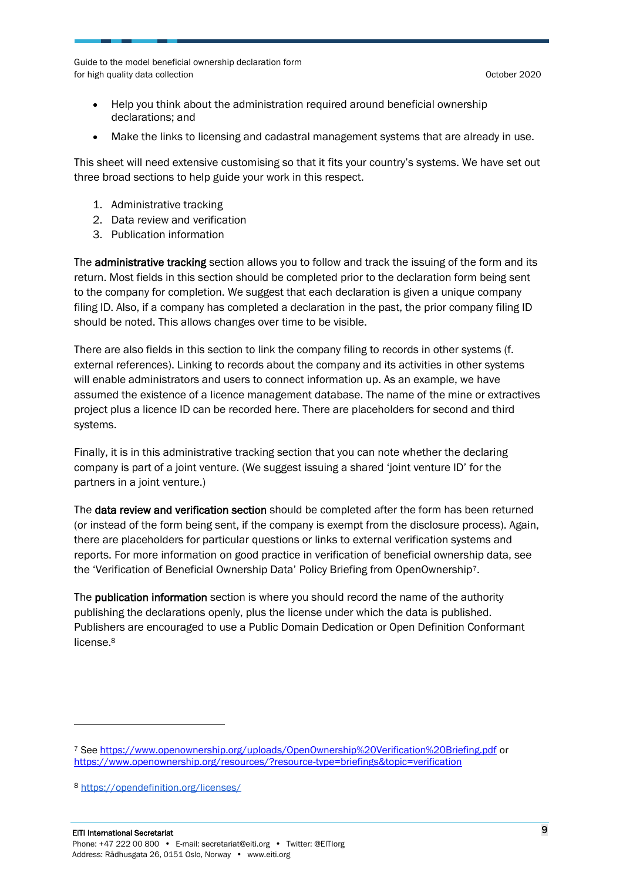- Help you think about the administration required around beneficial ownership declarations; and
- Make the links to licensing and cadastral management systems that are already in use.

This sheet will need extensive customising so that it fits your country's systems. We have set out three broad sections to help guide your work in this respect.

1. Administrative tracking
2. Data review and verification
3. Publication information

The **administrative tracking** section allows you to follow and track the issuing of the form and its return. Most fields in this section should be completed prior to the declaration form being sent to the company for completion. We suggest that each declaration is given a unique company filing ID. Also, if a company has completed a declaration in the past, the prior company filing ID should be noted. This allows changes over time to be visible.

There are also fields in this section to link the company filing to records in other systems (f. external references). Linking to records about the company and its activities in other systems will enable administrators and users to connect information up. As an example, we have assumed the existence of a licence management database. The name of the mine or extractives project plus a licence ID can be recorded here. There are placeholders for second and third systems.

Finally, it is in this administrative tracking section that you can note whether the declaring company is part of a joint venture. (We suggest issuing a shared 'joint venture ID' for the partners in a joint venture.)

The **data review and verification section** should be completed after the form has been returned (or instead of the form being sent, if the company is exempt from the disclosure process). Again, there are placeholders for particular questions or links to external verification systems and reports. For more information on good practice in verification of beneficial ownership data, see the 'Verification of Beneficial Ownership Data' Policy Briefing from OpenOwnership[7].

The **publication information** section is where you should record the name of the authority publishing the declarations openly, plus the license under which the data is published. Publishers are encouraged to use a Public Domain Dedication or Open Definition Conformant license.[8]

---

[7] See https://www.openownership.org/uploads/OpenOwnership%20Verification%20Briefing.pdf or https://www.openownership.org/resources/?resource-type=briefings&topic=verification

[8] https://opendefinition.org/licenses/